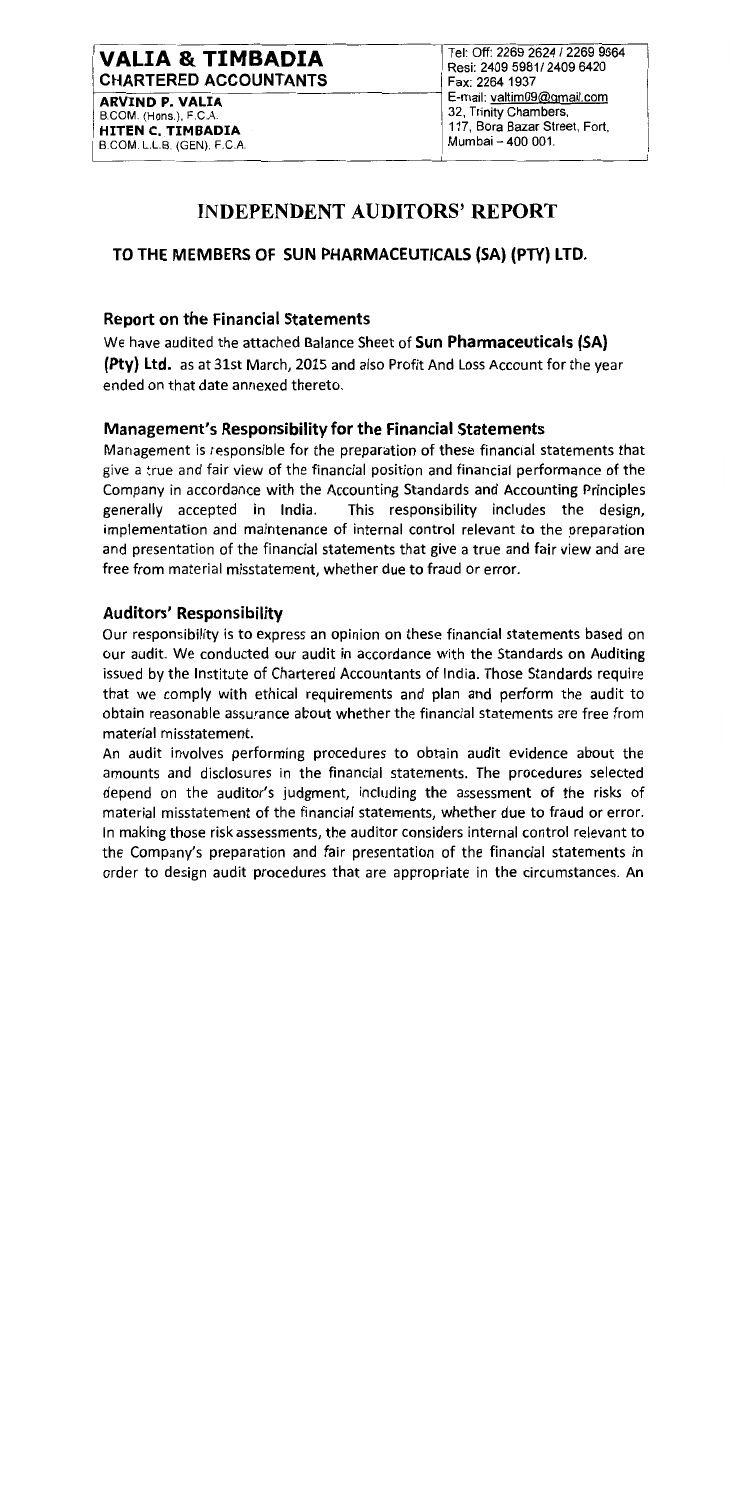**VALIA & TIMBADIA**
**CHARTERED ACCOUNTANTS**

**ARVIND P. VALIA**
B.COM. (Hons.), F.C.A.
**HITEN C. TIMBADIA**
B.COM. L.L.B. (GEN), F.C.A.

Tel: Off: 2269 2624 / 2269 9864
Resi: 2409 5981/ 2409 6420
Fax: 2264 1937
E-mail: valtim09@gmail.com
32, Trinity Chambers,
117, Bora Bazar Street, Fort,
Mumbai – 400 001.

# INDEPENDENT AUDITORS' REPORT

## TO THE MEMBERS OF SUN PHARMACEUTICALS (SA) (PTY) LTD.

### Report on the Financial Statements

We have audited the attached Balance Sheet of **Sun Pharmaceuticals (SA) (Pty) Ltd.** as at 31st March, 2015 and also Profit And Loss Account for the year ended on that date annexed thereto.

### Management's Responsibility for the Financial Statements

Management is responsible for the preparation of these financial statements that give a true and fair view of the financial position and financial performance of the Company in accordance with the Accounting Standards and Accounting Principles generally accepted in India. This responsibility includes the design, implementation and maintenance of internal control relevant to the preparation and presentation of the financial statements that give a true and fair view and are free from material misstatement, whether due to fraud or error.

### Auditors' Responsibility

Our responsibility is to express an opinion on these financial statements based on our audit. We conducted our audit in accordance with the Standards on Auditing issued by the Institute of Chartered Accountants of India. Those Standards require that we comply with ethical requirements and plan and perform the audit to obtain reasonable assurance about whether the financial statements are free from material misstatement.

An audit involves performing procedures to obtain audit evidence about the amounts and disclosures in the financial statements. The procedures selected depend on the auditor's judgment, including the assessment of the risks of material misstatement of the financial statements, whether due to fraud or error. In making those risk assessments, the auditor considers internal control relevant to the Company's preparation and fair presentation of the financial statements in order to design audit procedures that are appropriate in the circumstances. An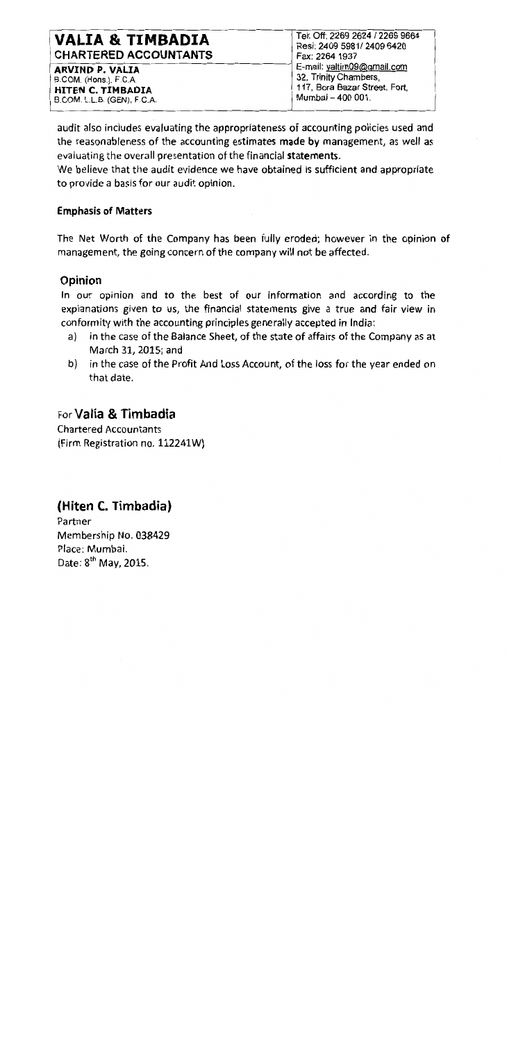audit also includes evaluating the appropriateness of accounting policies used and the reasonableness of the accounting estimates made by management, as well as evaluating the overall presentation of the financial statements.

We believe that the audit evidence we have obtained is sufficient and appropriate to provide a basis for our audit opinion.

**Emphasis of Matters**

The Net Worth of the Company has been fully eroded; however in the opinion of management, the going concern of the company will not be affected.

## Opinion

In our opinion and to the best of our information and according to the explanations given to us, the financial statements give a true and fair view in conformity with the accounting principles generally accepted in India:

a) in the case of the Balance Sheet, of the state of affairs of the Company as at March 31, 2015; and

b) in the case of the Profit And Loss Account, of the loss for the year ended on that date.

For **Valia & Timbadia**
Chartered Accountants
(Firm Registration no. 112241W)

**(Hiten C. Timbadia)**
Partner
Membership No. 038429
Place: Mumbai.
Date: 8th May, 2015.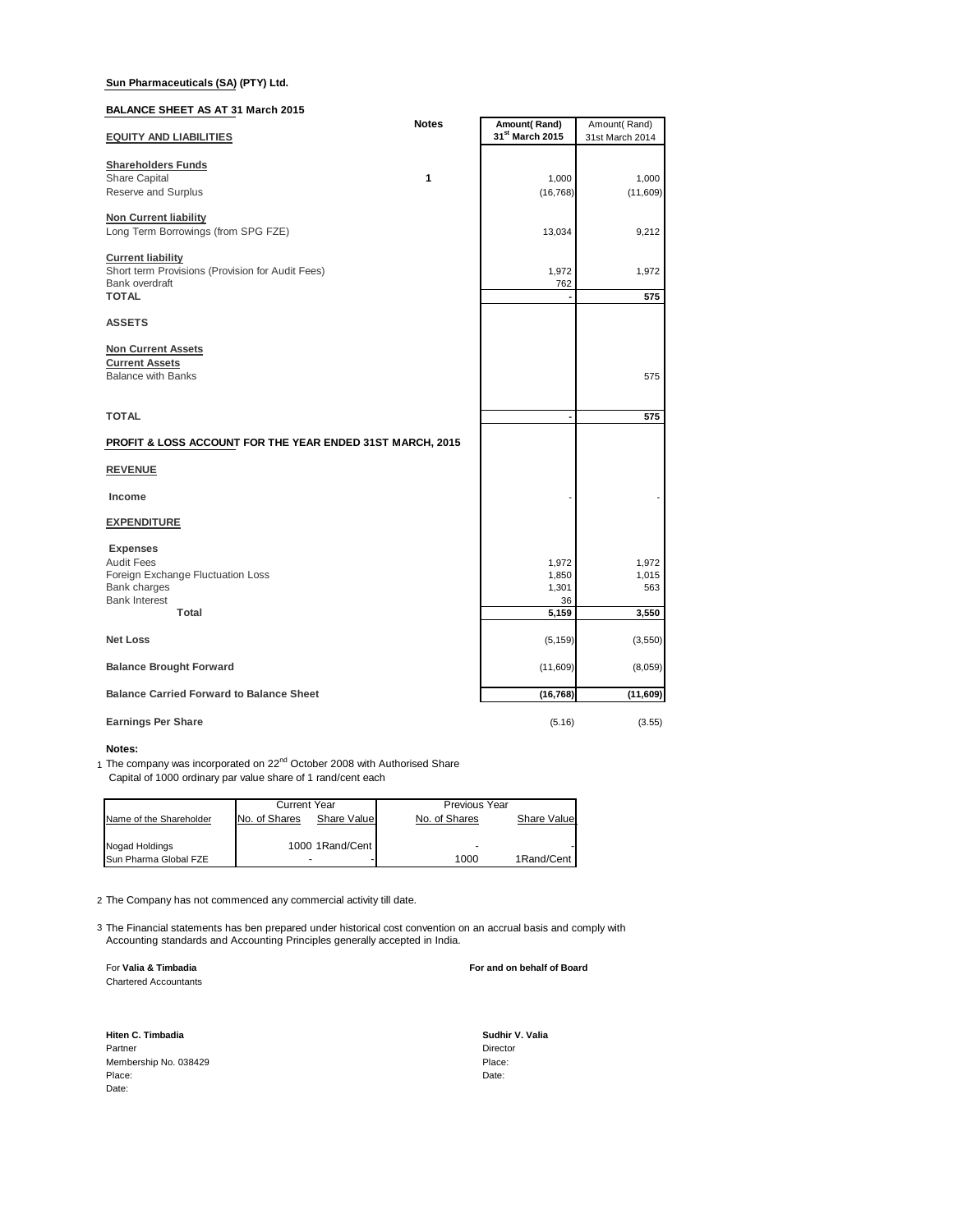**Sun Pharmaceuticals (SA) (PTY) Ltd.**

**BALANCE SHEET AS AT 31 March 2015**

| | Notes | Amount( Rand) 31st March 2015 | Amount( Rand) 31st March 2014 |
|---|---|---|---|
| **EQUITY AND LIABILITIES** | | | |
| **Shareholders Funds** | | | |
| Share Capital | 1 | 1,000 | 1,000 |
| Reserve and Surplus | | (16,768) | (11,609) |
| **Non Current liability** | | | |
| Long Term Borrowings (from SPG FZE) | | 13,034 | 9,212 |
| **Current liability** | | | |
| Short term Provisions (Provision for Audit Fees) | | 1,972 | 1,972 |
| Bank overdraft | | 762 | |
| **TOTAL** | | - | **575** |
| **ASSETS** | | | |
| **Non Current Assets** | | | |
| **Current Assets** | | | |
| Balance with Banks | | | 575 |
| **TOTAL** | | - | **575** |

**PROFIT & LOSS ACCOUNT FOR THE YEAR ENDED 31ST MARCH, 2015**

| | | |
|---|---|---|
| **REVENUE** | | |
| **Income** | - | - |
| **EXPENDITURE** | | |
| **Expenses** | | |
| Audit Fees | 1,972 | 1,972 |
| Foreign Exchange Fluctuation Loss | 1,850 | 1,015 |
| Bank charges | 1,301 | 563 |
| Bank Interest | 36 | |
| **Total** | **5,159** | **3,550** |
| **Net Loss** | (5,159) | (3,550) |
| **Balance Brought Forward** | (11,609) | (8,059) |
| **Balance Carried Forward to Balance Sheet** | **(16,768)** | **(11,609)** |
| **Earnings Per Share** | (5.16) | (3.55) |

**Notes:**

1 The company was incorporated on 22nd October 2008 with Authorised Share Capital of 1000 ordinary par value share of 1 rand/cent each

| | Current Year | | Previous Year | |
|---|---|---|---|---|
| Name of the Shareholder | No. of Shares | Share Value | No. of Shares | Share Value |
| Nogad Holdings | 1000 | 1Rand/Cent | - | - |
| Sun Pharma Global FZE | - | - | 1000 | 1Rand/Cent |

2 The Company has not commenced any commercial activity till date.

3 The Financial statements has ben prepared under historical cost convention on an accrual basis and comply with Accounting standards and Accounting Principles generally accepted in India.

For **Valia & Timbadia**
Chartered Accountants

**Hiten C. Timbadia**
Partner
Membership No. 038429
Place:
Date:

**For and on behalf of Board**

**Sudhir V. Valia**
Director
Place:
Date: